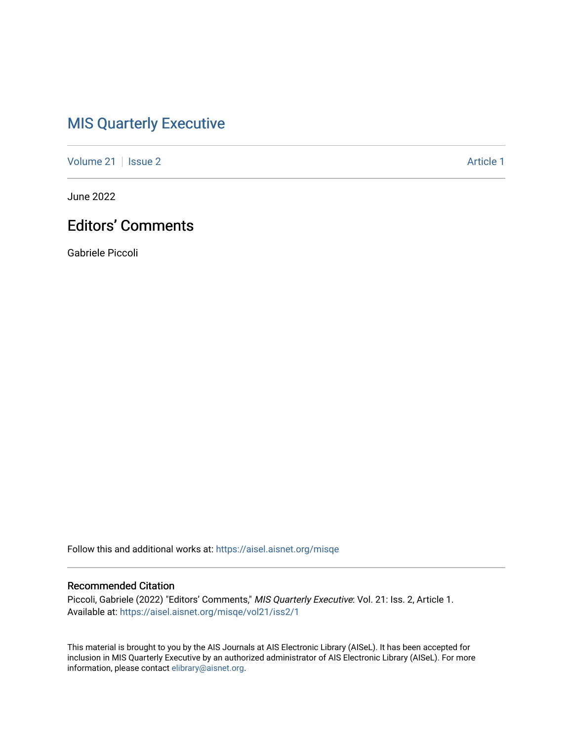# MIS Quarterly Executive

Volume 21 | Issue 2 Article 1

June 2022

## Editors' Comments

Gabriele Piccoli

Follow this and additional works at: https://aisel.aisnet.org/misqe

### Recommended Citation

Piccoli, Gabriele (2022) "Editors' Comments," *MIS Quarterly Executive*: Vol. 21: Iss. 2, Article 1.
Available at: https://aisel.aisnet.org/misqe/vol21/iss2/1

This material is brought to you by the AIS Journals at AIS Electronic Library (AISeL). It has been accepted for inclusion in MIS Quarterly Executive by an authorized administrator of AIS Electronic Library (AISeL). For more information, please contact elibrary@aisnet.org.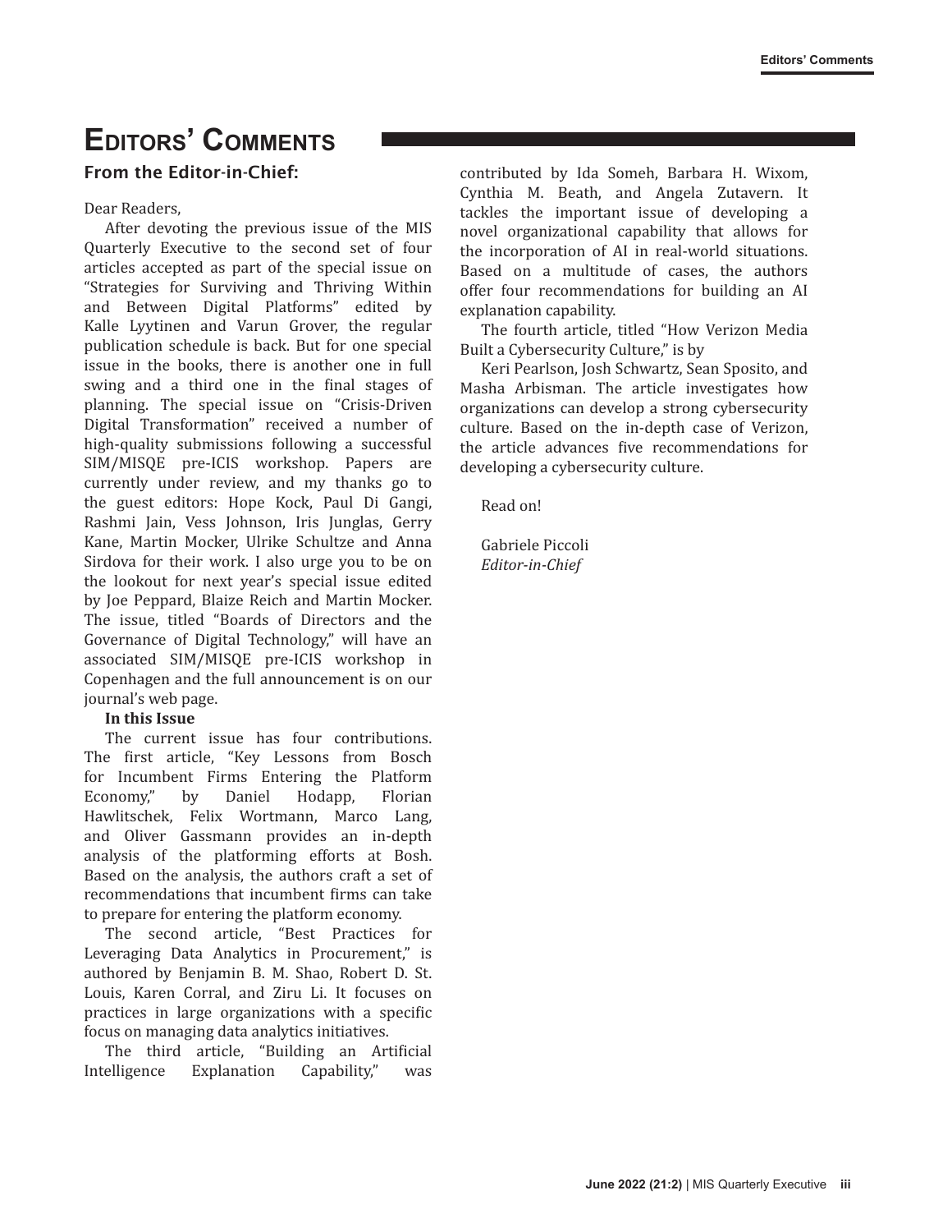# Editors' Comments

## From the Editor-in-Chief:

Dear Readers,

After devoting the previous issue of the MIS Quarterly Executive to the second set of four articles accepted as part of the special issue on "Strategies for Surviving and Thriving Within and Between Digital Platforms" edited by Kalle Lyytinen and Varun Grover, the regular publication schedule is back. But for one special issue in the books, there is another one in full swing and a third one in the final stages of planning. The special issue on "Crisis-Driven Digital Transformation" received a number of high-quality submissions following a successful SIM/MISQE pre-ICIS workshop. Papers are currently under review, and my thanks go to the guest editors: Hope Kock, Paul Di Gangi, Rashmi Jain, Vess Johnson, Iris Junglas, Gerry Kane, Martin Mocker, Ulrike Schultze and Anna Sirdova for their work. I also urge you to be on the lookout for next year's special issue edited by Joe Peppard, Blaize Reich and Martin Mocker. The issue, titled "Boards of Directors and the Governance of Digital Technology," will have an associated SIM/MISQE pre-ICIS workshop in Copenhagen and the full announcement is on our journal's web page.

**In this Issue**

The current issue has four contributions. The first article, "Key Lessons from Bosch for Incumbent Firms Entering the Platform Economy," by Daniel Hodapp, Florian Hawlitschek, Felix Wortmann, Marco Lang, and Oliver Gassmann provides an in-depth analysis of the platforming efforts at Bosh. Based on the analysis, the authors craft a set of recommendations that incumbent firms can take to prepare for entering the platform economy.

The second article, "Best Practices for Leveraging Data Analytics in Procurement," is authored by Benjamin B. M. Shao, Robert D. St. Louis, Karen Corral, and Ziru Li. It focuses on practices in large organizations with a specific focus on managing data analytics initiatives.

The third article, "Building an Artificial Intelligence Explanation Capability," was contributed by Ida Someh, Barbara H. Wixom, Cynthia M. Beath, and Angela Zutavern. It tackles the important issue of developing a novel organizational capability that allows for the incorporation of AI in real-world situations. Based on a multitude of cases, the authors offer four recommendations for building an AI explanation capability.

The fourth article, titled "How Verizon Media Built a Cybersecurity Culture," is by

Keri Pearlson, Josh Schwartz, Sean Sposito, and Masha Arbisman. The article investigates how organizations can develop a strong cybersecurity culture. Based on the in-depth case of Verizon, the article advances five recommendations for developing a cybersecurity culture.

Read on!

Gabriele Piccoli
*Editor-in-Chief*